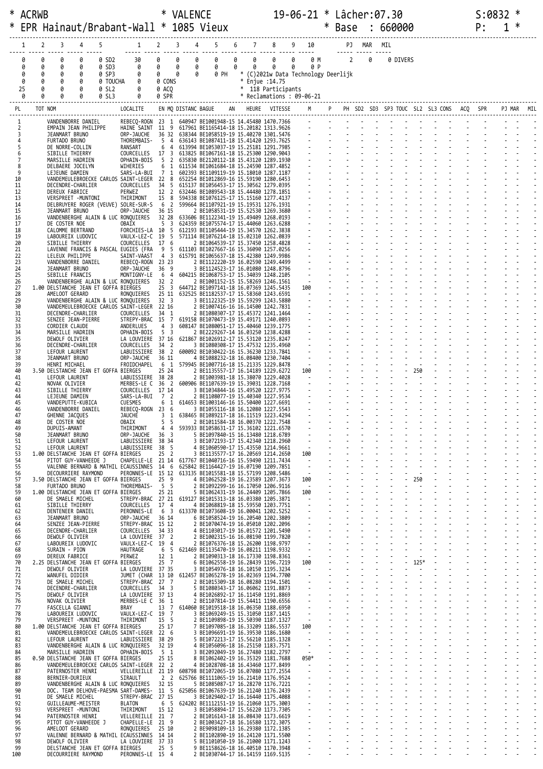\* ACRWB * VALENCE 19-06-21 * Lâcher:07.30 S:0832 *

\* EPR Hainaut/Brabant-Wall * 1085 Vieux * Base : 660000 P: 1 *

| 1 | 2 | 3 | 4 | 5 | | 1 | 2 | 3 | 4 | 5 | 6 | 7 | 8 | 9 | 10 | | PJ | MAR | MIL |
|---|---|---|---|---|---|---|---|---|---|---|---|---|---|---|---|---|---|---|---|
| 0 | 0 | 0 | 0 | 0 | SD2 | 30 | 0 | 0 | 0 | 0 | 0 | 0 | 0 | 0 | 0 | M | 2 | 0 | 0 DIVERS |
| 0 | 0 | 0 | 0 | 0 | SD3 | 0 | 0 | 0 | 0 | 0 | 0 | 0 | 0 | 0 | 0 | P | | | |
| 0 | 0 | 0 | 0 | 0 | SP3 | 0 | 0 | 0 | 0 | 0 PH | | * (C)2021w Data Technology Deerlijk | | | | | | | |
| 0 | 0 | 0 | 0 | 0 | TOUCHA | 0 | 0 CONS | | | | | * Enjue :14.75 | | | | | | | |
| 25 | 0 | 0 | 0 | 0 | SL2 | 0 | 0 ACQ | | | | | * 118 Participants | | | | | | | |
| 0 | 0 | 0 | 0 | 0 | SL3 | 0 | 0 SPR | | | | | * Reclamations : 09-06-21 | | | | | | | |

| PL | TOT | NOM | LOCALITE | EN | MQ | DISTANC | BAGUE | AN | HEURE | VITESSE | M | P | PH | SD2 | SD3 | SP3 | TOUC | SL2 | SL3 | CONS | ACQ | SPR | PJ | MAR | MIL |
|---|---|---|---|---|---|---|---|---|---|---|---|---|---|---|---|---|---|---|---|---|---|---|---|---|---|
| 1 | | VANDENBORRE DANIEL | REBECQ-ROGN | 23 | 1 | 640947 | BE1001948 | 15 | 14.45480 | 1470.7366 | - | - | - | - | - | - | - | - | - | - | - | - | - | - | - |
| 2 | | EMPAIN JEAN PHILIPPE | HAINE SAINT | 11 | 9 | 617961 | BE1165414 | 18 | 15.20182 | 1313.9626 | - | - | - | - | - | - | - | - | - | - | - | - | - | - | - |
| 3 | | JEANMART BRUNO | ORP-JAUCHE | 36 | 32 | 638344 | BE1058519 | 19 | 15.40270 | 1301.5476 | - | - | - | - | - | - | - | - | - | - | - | - | - | - | - |
| 4 | | FURTADO BRUNO | THOREMBAIS- | 5 | 4 | 636143 | BE1087411 | 18 | 15.41420 | 1293.7625 | - | - | - | - | - | - | - | - | - | - | - | - | - | - | - |
| 5 | | DE NORRE-COLLIN | RANSART | 6 | 4 | 613994 | BE1053037 | 19 | 15.25181 | 1291.7985 | - | - | - | - | - | - | - | - | - | - | - | - | - | - | - |
| 6 | | SIBILLE THIERRY | COURCELLES | 17 | 3 | 613825 | BE1067161 | 18 | 15.25300 | 1290.9043 | - | - | - | - | - | - | - | - | - | - | - | - | - | - | - |
| 7 | | MARSILLE HADRIEN | OPHAIN-BOIS | 5 | 2 | 635830 | BE2120112 | 18 | 15.43120 | 1289.1930 | - | - | - | - | - | - | - | - | - | - | - | - | - | - | - |
| 8 | | DELBAERE JOCELYN | WIHERIES | 6 | 1 | 611534 | BE1061684 | 18 | 15.24590 | 1287.4852 | - | - | - | - | - | - | - | - | - | - | - | - | - | - | - |
| 9 | | LEJEUNE DAMIEN | SARS-LA-BUI | 7 | 1 | 602393 | BE1109119 | 19 | 15.18010 | 1287.1187 | - | - | - | - | - | - | - | - | - | - | - | - | - | - | - |
| 10 | | VANDEMEULEBROECKE CARLOS | SAINT-LEGER | 22 | 8 | 652254 | BE1012869 | 16 | 15.59190 | 1280.6453 | - | - | - | - | - | - | - | - | - | - | - | - | - | - | - |
| 11 | | DECENDRE-CHARLIER | COURCELLES | 34 | 5 | 615137 | BE1056453 | 17 | 15.30562 | 1279.0395 | - | - | - | - | - | - | - | - | - | - | - | - | - | - | - |
| 12 | | DEREUX FABRICE | PERWEZ | 12 | 2 | 632446 | BE1089543 | 18 | 15.44480 | 1278.1851 | - | - | - | - | - | - | - | - | - | - | - | - | - | - | - |
| 13 | | VERSPREET -MUNTONI | THIRIMONT | 15 | 8 | 594338 | BE1076125 | 17 | 15.15160 | 1277.4137 | - | - | - | - | - | - | - | - | - | - | - | - | - | - | - |
| 14 | | DELBRUYERE ROGER (VEUVE) | SOLRE-SUR-S | 6 | 2 | 599664 | BE1107921 | 19 | 15.19531 | 1276.1931 | - | - | - | - | - | - | - | - | - | - | - | - | - | - | - |
| 15 | | JEANMART BRUNO | ORP-JAUCHE | 36 | 15 | 2 | BE1058531 | 19 | 15.52530 | 1269.3680 | - | - | - | - | - | - | - | - | - | - | - | - | - | - | - |
| 16 | | VANDENBERGHE ALAIN & LUC | RONQUIERES | 32 | 28 | 633606 | BE1122341 | 19 | 15.49409 | 1268.0193 | - | - | - | - | - | - | - | - | - | - | - | - | - | - | - |
| 17 | | DE COSTER NOE | OBAIX | 5 | 3 | 624359 | BE1075574 | 17 | 15.44060 | 1263.6288 | - | - | - | - | - | - | - | - | - | - | - | - | - | - | - |
| 18 | | CALOMME BERTRAND | FORCHIES-LA | 10 | 5 | 612193 | BE1105444 | 19 | 15.34570 | 1262.3838 | - | - | - | - | - | - | - | - | - | - | - | - | - | - | - |
| 19 | | LABOUREIX LUDOVIC | VAULX-LEZ-C | 19 | 5 | 571114 | BE1076214 | 18 | 15.02310 | 1262.0839 | - | - | - | - | - | - | - | - | - | - | - | - | - | - | - |
| 20 | | SIBILLE THIERRY | COURCELLES | 17 | 6 | 2 | BE1064539 | 17 | 15.37450 | 1258.4828 | - | - | - | - | - | - | - | - | - | - | - | - | - | - | - |
| 21 | | LAVENNE FRANCIS & PASCAL | EUGIES (FRA | 9 | 5 | 611103 | BE1027667 | 16 | 15.36090 | 1257.0256 | - | - | - | - | - | - | - | - | - | - | - | - | - | - | - |
| 22 | | LELEUX PHILIPPE | SAINT-VAAST | 4 | 3 | 615791 | BE1065637 | 18 | 15.42380 | 1249.9986 | - | - | - | - | - | - | - | - | - | - | - | - | - | - | - |
| 23 | | VANDENBORRE DANIEL | REBECQ-ROGN | 23 | 23 | 2 | BE1122220 | 19 | 16.02590 | 1249.4499 | - | - | - | - | - | - | - | - | - | - | - | - | - | - | - |
| 24 | | JEANMART BRUNO | ORP-JAUCHE | 36 | 9 | 3 | BE1124523 | 17 | 16.01080 | 1248.8796 | - | - | - | - | - | - | - | - | - | - | - | - | - | - | - |
| 25 | | SEBILLE FRANCIS | MONTIGNY-LE | 6 | 4 | 604215 | BE1068753 | 17 | 15.34039 | 1248.2105 | - | - | - | - | - | - | - | - | - | - | - | - | - | - | - |
| 26 | | VANDENBERGHE ALAIN & LUC | RONQUIERES | 32 | 2 | 2 | BE1001152 | 15 | 15.58269 | 1246.1561 | - | - | - | - | - | - | - | - | - | - | - | - | - | - | - |
| 27 | 1.00 | DELSTANCHE JEAN ET GOFFA | BIERGES | 25 | 3 | 644712 | BE1097141 | 18 | 16.07369 | 1245.5435 | 100 | - | - | - | - | - | - | - | - | - | - | - | - | - | - |
| 28 | | AMELOOT GERARD | RONQUIERES | 25 | 11 | 632525 | BE1182537 | 17 | 15.58360 | 1243.6591 | - | - | - | - | - | - | - | - | - | - | - | - | - | - | - |
| 29 | | VANDENBERGHE ALAIN & LUC | RONQUIERES | 32 | 3 | 3 | BE1122325 | 19 | 15.59299 | 1243.5880 | - | - | - | - | - | - | - | - | - | - | - | - | - | - | - |
| 30 | | VANDEMEULEBROECKE CARLOS | SAINT-LEGER | 22 | 16 | 2 | BE1007416 | 16 | 16.14500 | 1242.7831 | - | - | - | - | - | - | - | - | - | - | - | - | - | - | - |
| 31 | | DECENDRE-CHARLIER | COURCELLES | 34 | 1 | 2 | BE1080307 | 17 | 15.45372 | 1241.1464 | - | - | - | - | - | - | - | - | - | - | - | - | - | - | - |
| 32 | | SENZEE JEAN-PIERRE | STREPY-BRAC | 15 | 7 | 619158 | BE1070473 | 19 | 15.49171 | 1240.0893 | - | - | - | - | - | - | - | - | - | - | - | - | - | - | - |
| 33 | | CORDIER CLAUDE | ANDERLUES | 4 | 3 | 608147 | BE1080051 | 17 | 15.40460 | 1239.1775 | - | - | - | - | - | - | - | - | - | - | - | - | - | - | - |
| 34 | | MARSILLE HADRIEN | OPHAIN-BOIS | 5 | 3 | 2 | BE2229267 | 16 | 16.03250 | 1238.4288 | - | - | - | - | - | - | - | - | - | - | - | - | - | - | - |
| 35 | | DEWOLF OLIVIER | LA LOUVIERE | 37 | 16 | 621867 | BE1026912 | 17 | 15.53120 | 1235.8247 | - | - | - | - | - | - | - | - | - | - | - | - | - | - | - |
| 36 | | DECENDRE-CHARLIER | COURCELLES | 34 | 2 | 3 | BE1080308 | 17 | 15.47532 | 1235.4960 | - | - | - | - | - | - | - | - | - | - | - | - | - | - | - |
| 37 | | LEFOUR LAURENT | LABUISSIERE | 38 | 2 | 600092 | BE1030422 | 16 | 15.36230 | 1233.7841 | - | - | - | - | - | - | - | - | - | - | - | - | - | - | - |
| 38 | | JEANMART BRUNO | ORP-JAUCHE | 36 | 11 | 4 | BE1088232 | 18 | 16.08400 | 1230.7404 | - | - | - | - | - | - | - | - | - | - | - | - | - | - | - |
| 39 | | HENRI MICHAEL | FROIDCHAPEL | 6 | 1 | 579945 | BE1007716 | 18 | 15.21335 | 1229.8478 | - | - | - | - | - | - | - | - | - | - | - | - | - | - | - |
| 40 | 3.50 | DELSTANCHE JEAN ET GOFFA | BIERGES | 25 | 24 | 2 | BE1135557 | 17 | 16.14189 | 1229.6272 | 100 | - | - | - | - | - | - | 250 | - | - | - | - | - | - | - |
| 41 | | LEFOUR LAURENT | LABUISSIERE | 38 | 28 | 2 | BE1003981 | 18 | 15.38070 | 1229.4028 | - | - | - | - | - | - | - | - | - | - | - | - | - | - | - |
| 42 | | NOVAK OLIVIER | MERBES-LE C | 36 | 2 | 600906 | BE1107639 | 19 | 15.39031 | 1228.7168 | - | - | - | - | - | - | - | - | - | - | - | - | - | - | - |
| 43 | | SIBILLE THIERRY | COURCELLES | 17 | 14 | 3 | BE1034844 | 16 | 15.49520 | 1227.9775 | - | - | - | - | - | - | - | - | - | - | - | - | - | - | - |
| 44 | | LEJEUNE DAMIEN | SARS-LA-BUI | 7 | 2 | 2 | BE1108077 | 19 | 15.40340 | 1227.9534 | - | - | - | - | - | - | - | - | - | - | - | - | - | - | - |
| 45 | | VANDEPUTTE-KUBICA | CUESMES | 6 | 1 | 614653 | BE1003146 | 16 | 15.50400 | 1227.6691 | - | - | - | - | - | - | - | - | - | - | - | - | - | - | - |
| 46 | | VANDENBORRE DANIEL | REBECQ-ROGN | 23 | 6 | 3 | BE1055116 | 18 | 16.12080 | 1227.5543 | - | - | - | - | - | - | - | - | - | - | - | - | - | - | - |
| 47 | | GHENNE JACQUES | JAUCHE | 3 | 1 | 638465 | BE1089217 | 18 | 16.11519 | 1223.4294 | - | - | - | - | - | - | - | - | - | - | - | - | - | - | - |
| 48 | | DE COSTER NOE | OBAIX | 5 | 5 | 2 | BE1011584 | 18 | 16.00370 | 1222.7548 | - | - | - | - | - | - | - | - | - | - | - | - | - | - | - |
| 49 | | DUPUIS-AMANT | THIRIMONT | 4 | 4 | 593933 | BE1058631 | 17 | 15.36102 | 1221.6570 | - | - | - | - | - | - | - | - | - | - | - | - | - | - | - |
| 50 | | JEANMART BRUNO | ORP-JAUCHE | 36 | 3 | 5 | BE1097840 | 15 | 16.13480 | 1218.6789 | - | - | - | - | - | - | - | - | - | - | - | - | - | - | - |
| 51 | | LEFOUR LAURENT | LABUISSIERE | 38 | 34 | 3 | BE1072193 | 17 | 15.42340 | 1218.2960 | - | - | - | - | - | - | - | - | - | - | - | - | - | - | - |
| 52 | | LEFOUR LAURENT | LABUISSIERE | 38 | 5 | 4 | BE1060590 | 17 | 15.43550 | 1214.9661 | - | - | - | - | - | - | - | - | - | - | - | - | - | - | - |
| 53 | 1.00 | DELSTANCHE JEAN ET GOFFA | BIERGES | 25 | 2 | 3 | BE1135577 | 17 | 16.20569 | 1214.2650 | 100 | - | - | - | - | - | - | - | - | - | - | - | - | - | - |
| 54 | | PITOT GUY-VANHEEDE J | CHAPELLE-LE | 21 | 14 | 617767 | BE1040716 | 16 | 15.59490 | 1211.7434 | - | - | - | - | - | - | - | - | - | - | - | - | - | - | - |
| 55 | | VALENNE BERNARD & MATHIL | ECAUSSINNES | 14 | 6 | 625842 | BE1164427 | 19 | 16.07190 | 1209.7851 | - | - | - | - | - | - | - | - | - | - | - | - | - | - | - |
| 56 | | DECOURRIERE RAYMOND | PERONNES-LE | 15 | 12 | 613135 | BE1015581 | 18 | 15.57199 | 1208.5486 | - | - | - | - | - | - | - | - | - | - | - | - | - | - | - |
| 57 | 3.50 | DELSTANCHE JEAN ET GOFFA | BIERGES | 25 | 9 | 4 | BE1062528 | 19 | 16.23589 | 1207.3673 | 100 | - | - | - | - | - | - | 250 | - | - | - | - | - | - | - |
| 58 | | FURTADO BRUNO | THOREMBAIS- | 5 | 5 | 2 | BE1092299 | 16 | 16.17050 | 1206.9116 | - | - | - | - | - | - | - | - | - | - | - | - | - | - | - |
| 59 | 1.00 | DELSTANCHE JEAN ET GOFFA | BIERGES | 25 | 21 | 5 | BE1062431 | 19 | 16.24409 | 1205.7866 | 100 | - | - | - | - | - | - | - | - | - | - | - | - | - | - |
| 60 | | DE SMAELE MICHEL | STREPY-BRAC | 27 | 21 | 619127 | BE1015313 | 18 | 16.03380 | 1205.3871 | - | - | - | - | - | - | - | - | - | - | - | - | - | - | - |
| 61 | | SIBILLE THIERRY | COURCELLES | 17 | 4 | 4 | BE1068819 | 18 | 15.59550 | 1203.7751 | - | - | - | - | - | - | - | - | - | - | - | - | - | - | - |
| 62 | | DENTENEER DANIEL | PERONNES-LE | 6 | 3 | 613370 | BE1073608 | 19 | 16.00041 | 1202.5252 | - | - | - | - | - | - | - | - | - | - | - | - | - | - | - |
| 63 | | JEANMART BRUNO | ORP-JAUCHE | 36 | 14 | 6 | BE1058524 | 19 | 16.20540 | 1202.3809 | - | - | - | - | - | - | - | - | - | - | - | - | - | - | - |
| 64 | | SENZEE JEAN-PIERRE | STREPY-BRAC | 15 | 12 | 2 | BE1070474 | 19 | 16.05010 | 1202.2096 | - | - | - | - | - | - | - | - | - | - | - | - | - | - | - |
| 65 | | DECENDRE-CHARLIER | COURCELLES | 34 | 33 | 4 | BE1103017 | 19 | 15.01572 | 1201.5490 | - | - | - | - | - | - | - | - | - | - | - | - | - | - | - |
| 66 | | DEWOLF OLIVIER | LA LOUVIERE | 37 | 2 | 2 | BE1002315 | 16 | 16.08190 | 1199.7820 | - | - | - | - | - | - | - | - | - | - | - | - | - | - | - |
| 67 | | LABOUREIX LUDOVIC | VAULX-LEZ-C | 19 | 4 | 2 | BE1076376 | 18 | 15.26200 | 1198.9797 | - | - | - | - | - | - | - | - | - | - | - | - | - | - | - |
| 68 | | SURAIN - PION | HAUTRAGE | 6 | 5 | 621469 | BE1135470 | 19 | 16.08211 | 1198.9332 | - | - | - | - | - | - | - | - | - | - | - | - | - | - | - |
| 69 | | DEREUX FABRICE | PERWEZ | 12 | 1 | 2 | BE1090313 | 18 | 16.17330 | 1198.8361 | - | - | - | - | - | - | - | - | - | - | - | - | - | - | - |
| 70 | 2.25 | DELSTANCHE JEAN ET GOFFA | BIERGES | 25 | 7 | 6 | BE1062558 | 19 | 16.28439 | 1196.7219 | 100 | - | - | - | - | - | - | 125* | - | - | - | - | - | - | - |
| 71 | | DEWOLF OLIVIER | LA LOUVIERE | 37 | 35 | 3 | BE1054976 | 18 | 16.10150 | 1195.3234 | - | - | - | - | - | - | - | - | - | - | - | - | - | - | - |
| 72 | | WANUFEL DIDIER | JUMET (CHAR | 13 | 10 | 612457 | BE1065278 | 19 | 16.02369 | 1194.7700 | - | - | - | - | - | - | - | - | - | - | - | - | - | - | - |
| 73 | | DE SMAELE MICHEL | STREPY-BRAC | 27 | 7 | 2 | BE1015309 | 18 | 16.08280 | 1194.1501 | - | - | - | - | - | - | - | - | - | - | - | - | - | - | - |
| 74 | | DECENDRE-CHARLIER | COURCELLES | 34 | 3 | 5 | BE1080343 | 17 | 16.06062 | 1191.8873 | - | - | - | - | - | - | - | - | - | - | - | - | - | - | - |
| 75 | | DEWOLF OLIVIER | LA LOUVIERE | 37 | 13 | 4 | BE1026892 | 17 | 16.11450 | 1191.8869 | - | - | - | - | - | - | - | - | - | - | - | - | - | - | - |
| 76 | | NOVAK OLIVIER | MERBES-LE C | 36 | 1 | 2 | BE1107814 | 19 | 15.54411 | 1190.6556 | - | - | - | - | - | - | - | - | - | - | - | - | - | - | - |
| 77 | | FASCELLA GIANNI | BRAY | 13 | 7 | 614060 | BE1019518 | 18 | 16.06350 | 1188.6950 | - | - | - | - | - | - | - | - | - | - | - | - | - | - | - |
| 78 | | LABOUREIX LUDOVIC | VAULX-LEZ-C | 19 | 7 | 3 | BE1069249 | 15 | 15.31050 | 1187.1415 | - | - | - | - | - | - | - | - | - | - | - | - | - | - | - |
| 79 | | VERSPREET -MUNTONI | THIRIMONT | 15 | 5 | 2 | BE1109898 | 19 | 15.50390 | 1187.1327 | - | - | - | - | - | - | - | - | - | - | - | - | - | - | - |
| 80 | 1.00 | DELSTANCHE JEAN ET GOFFA | BIERGES | 25 | 17 | 7 | BE1097085 | 18 | 16.33209 | 1186.5537 | 100 | - | - | - | - | - | - | - | - | - | - | - | - | - | - |
| 81 | | VANDEMEULEBROECKE CARLOS | SAINT-LEGER | 22 | 6 | 3 | BE1096691 | 19 | 16.39530 | 1186.1680 | - | - | - | - | - | - | - | - | - | - | - | - | - | - | - |
| 82 | | LEFOUR LAURENT | LABUISSIERE | 38 | 29 | 5 | BE1072213 | 17 | 15.56210 | 1185.1328 | - | - | - | - | - | - | - | - | - | - | - | - | - | - | - |
| 83 | | VANDENBERGHE ALAIN & LUC | RONQUIERES | 32 | 19 | 4 | BE1056096 | 18 | 16.25150 | 1183.7571 | - | - | - | - | - | - | - | - | - | - | - | - | - | - | - |
| 84 | | MARSILLE HADRIEN | OPHAIN-BOIS | 5 | 1 | 3 | BE2092049 | 19 | 16.27480 | 1182.2797 | - | - | - | - | - | - | - | - | - | - | - | - | - | - | - |
| 85 | 0.50 | DELSTANCHE JEAN ET GOFFA | BIERGES | 25 | 15 | 8 | BE1062402 | 19 | 16.35329 | 1181.7688 | 050* | - | - | - | - | - | - | - | - | - | - | - | - | - | - |
| 86 | | VANDEMEULEBROECKE CARLOS | SAINT-LEGER | 22 | 2 | 4 | BE1028708 | 18 | 16.43460 | 1177.8499 | - | - | - | - | - | - | - | - | - | - | - | - | - | - | - |
| 87 | | PATERNOSTER HENRI | VELLEREILLE | 21 | 19 | 608798 | BE1072065 | 19 | 16.07080 | 1177.2554 | - | - | - | - | - | - | - | - | - | - | - | - | - | - | - |
| 88 | | BERNIER-DURIEUX | SIRAULT | 2 | 2 | 625766 | BE1111065 | 19 | 16.21410 | 1176.9524 | - | - | - | - | - | - | - | - | - | - | - | - | - | - | - |
| 89 | | VANDENBERGHE ALAIN & LUC | RONQUIERES | 32 | 15 | 5 | BE1085087 | 17 | 16.28270 | 1176.7221 | - | - | - | - | - | - | - | - | - | - | - | - | - | - | - |
| 90 | | DOC. TEAM DELHOVE-PAESMA | SART-DAMES- | 11 | 5 | 625056 | BE1067639 | 16 | 16.21240 | 1176.2439 | - | - | - | - | - | - | - | - | - | - | - | - | - | - | - |
| 91 | | DE SMAELE MICHEL | STREPY-BRAC | 27 | 15 | 3 | BE1029402 | 17 | 16.16440 | 1175.4088 | - | - | - | - | - | - | - | - | - | - | - | - | - | - | - |
| 92 | | GUILLEAUME-MEISTER | BLATON | 6 | 5 | 624202 | BE1112151 | 19 | 16.21060 | 1175.3003 | - | - | - | - | - | - | - | - | - | - | - | - | - | - | - |
| 93 | | VERSPREET -MUNTONI | THIRIMONT | 15 | 12 | 3 | BE1058894 | 17 | 15.56220 | 1173.7305 | - | - | - | - | - | - | - | - | - | - | - | - | - | - | - |
| 94 | | PATERNOSTER HENRI | VELLEREILLE | 21 | 7 | 2 | BE1016143 | 18 | 16.08430 | 1173.6619 | - | - | - | - | - | - | - | - | - | - | - | - | - | - | - |
| 95 | | PITOT GUY-VANHEEDE J | CHAPELLE-LE | 21 | 9 | 2 | BE1003427 | 18 | 16.16580 | 1172.3075 | - | - | - | - | - | - | - | - | - | - | - | - | - | - | - |
| 96 | | AMELOOT GERARD | RONQUIERES | 25 | 10 | 2 | BE9098109 | 13 | 16.29380 | 1172.1385 | - | - | - | - | - | - | - | - | - | - | - | - | - | - | - |
| 97 | | VALENNE BERNARD & MATHIL | ECAUSSINNES | 14 | 14 | 2 | BE1102890 | 19 | 16.24120 | 1171.5500 | - | - | - | - | - | - | - | - | - | - | - | - | - | - | - |
| 98 | | DEWOLF OLIVIER | LA LOUVIERE | 37 | 33 | 5 | BE1101050 | 19 | 16.21000 | 1171.1243 | - | - | - | - | - | - | - | - | - | - | - | - | - | - | - |
| 99 | | DELSTANCHE JEAN ET GOFFA | BIERGES | 25 | 5 | 9 | BE1158626 | 18 | 16.40510 | 1170.3948 | - | - | - | - | - | - | - | - | - | - | - | - | - | - | - |
| 100 | | DECOURRIERE RAYMOND | PERONNES-LE | 15 | 4 | 2 | BE1030744 | 17 | 16.14159 | 1169.5135 | - | - | - | - | - | - | - | - | - | - | - | - | - | - | - |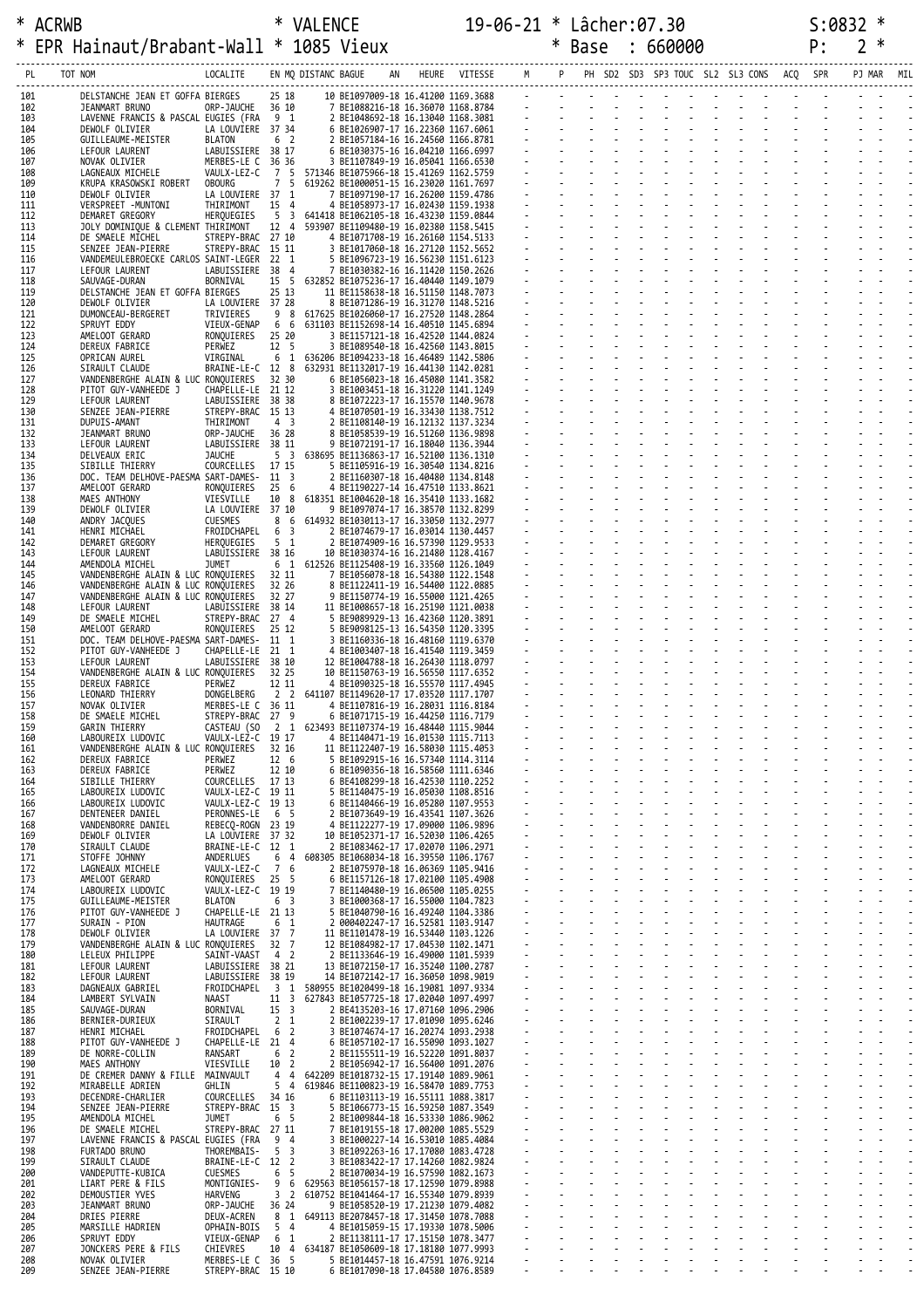\* ACRWB \* VALENCE 19-06-21 \* Lâcher:07.30 S:0832 \*
\* EPR Hainaut/Brabant-Wall \* 1085 Vieux \* Base : 660000 P: 2 \*

| PL | TOT NOM | LOCALITE | EN | MQ | DISTANC | BAGUE | AN | HEURE | VITESSE | M | P | PH | SD2 | SD3 | SP3 | TOUC | SL2 | SL3 | CONS | ACQ | SPR | PJ | MAR | MIL |
|---|---|---|---|---|---|---|---|---|---|---|---|---|---|---|---|---|---|---|---|---|---|---|---|---|
| 101 | DELSTANCHE JEAN ET GOFFA | BIERGES | 25 | 18 | | 10 BE1097009-18 | | 16.41200 | 1169.3688 | - | - | - | - | - | - | - | - | - | - | - | - | - | - | - |
| 102 | JEANMART BRUNO | ORP-JAUCHE | 36 | 10 | | 7 BE1088216-18 | | 16.36070 | 1168.8784 | - | - | - | - | - | - | - | - | - | - | - | - | - | - | - |
| 103 | LAVENNE FRANCIS & PASCAL | EUGIES (FRA | 9 | 1 | | 2 BE1048692-18 | | 16.13040 | 1168.3081 | - | - | - | - | - | - | - | - | - | - | - | - | - | - | - |
| 104 | DEWOLF OLIVIER | LA LOUVIERE | 37 | 34 | | 6 BE1026907-17 | | 16.22360 | 1167.6061 | - | - | - | - | - | - | - | - | - | - | - | - | - | - | - |
| 105 | GUILLEAUME-MEISTER | BLATON | 6 | 2 | | 2 BE1057184-18 | | 16.24560 | 1166.8781 | - | - | - | - | - | - | - | - | - | - | - | - | - | - | - |
| 106 | LEFOUR LAURENT | LABUISSIERE | 38 | 17 | | 6 BE1030375-16 | | 16.04210 | 1166.6997 | - | - | - | - | - | - | - | - | - | - | - | - | - | - | - |
| 107 | NOVAK OLIVIER | MERBES-LE C | 36 | 36 | | 3 BE1107849-19 | | 16.05041 | 1166.6530 | - | - | - | - | - | - | - | - | - | - | - | - | - | - | - |
| 108 | LAGNEAUX MICHELE | VAULX-LEZ-C | 7 | 5 | 571346 | BE1075966-18 | | 15.41269 | 1162.5759 | - | - | - | - | - | - | - | - | - | - | - | - | - | - | - |
| 109 | KRUPA KRASOWSKI ROBERT | OBOURG | 7 | 5 | 619262 | BE1000051-15 | | 16.23020 | 1161.7697 | - | - | - | - | - | - | - | - | - | - | - | - | - | - | - |
| 110 | DEWOLF OLIVIER | LA LOUVIERE | 37 | 1 | | 7 BE1097190-17 | | 16.26200 | 1159.4786 | - | - | - | - | - | - | - | - | - | - | - | - | - | - | - |
| 111 | VERSPREET -MUNTONI | THIRIMONT | 15 | 4 | | 4 BE1058973-17 | | 16.02430 | 1159.1938 | - | - | - | - | - | - | - | - | - | - | - | - | - | - | - |
| 112 | DEMARET GREGORY | HERQUEGIES | 5 | 3 | 641418 | BE1062105-18 | | 16.43230 | 1159.0844 | - | - | - | - | - | - | - | - | - | - | - | - | - | - | - |
| 113 | JOLY DOMINIQUE & CLEMENT | THIRIMONT | 12 | 4 | 593907 | BE1109480-19 | | 16.02380 | 1158.5415 | - | - | - | - | - | - | - | - | - | - | - | - | - | - | - |
| 114 | DE SMAELE MICHEL | STREPY-BRAC | 27 | 10 | | 4 BE1071708-19 | | 16.26160 | 1154.5133 | - | - | - | - | - | - | - | - | - | - | - | - | - | - | - |
| 115 | SENZEE JEAN-PIERRE | STREPY-BRAC | 15 | 11 | | 3 BE1017060-18 | | 16.27120 | 1152.5652 | - | - | - | - | - | - | - | - | - | - | - | - | - | - | - |
| 116 | VANDEMEULEBROECKE CARLOS | SAINT-LEGER | 22 | 1 | | 5 BE1096723-19 | | 16.56230 | 1151.6123 | - | - | - | - | - | - | - | - | - | - | - | - | - | - | - |
| 117 | LEFOUR LAURENT | LABUISSIERE | 38 | 4 | | 7 BE1030382-16 | | 16.11420 | 1150.2626 | - | - | - | - | - | - | - | - | - | - | - | - | - | - | - |
| 118 | SAUVAGE-DURAN | BORNIVAL | 15 | 5 | 632852 | BE1075236-17 | | 16.40440 | 1149.1079 | - | - | - | - | - | - | - | - | - | - | - | - | - | - | - |
| 119 | DELSTANCHE JEAN ET GOFFA | BIERGES | 25 | 13 | | 11 BE1158638-18 | | 16.51150 | 1148.7073 | - | - | - | - | - | - | - | - | - | - | - | - | - | - | - |
| 120 | DEWOLF OLIVIER | LA LOUVIERE | 37 | 28 | | 8 BE1071286-19 | | 16.31270 | 1148.5216 | - | - | - | - | - | - | - | - | - | - | - | - | - | - | - |
| 121 | DUMONCEAU-BERGERET | TRIVIERES | 9 | 8 | 617625 | BE1026060-17 | | 16.27520 | 1148.2864 | - | - | - | - | - | - | - | - | - | - | - | - | - | - | - |
| 122 | SPRUYT EDDY | VIEUX-GENAP | 6 | 6 | 631103 | BE1152698-14 | | 16.40510 | 1145.6894 | - | - | - | - | - | - | - | - | - | - | - | - | - | - | - |
| 123 | AMELOOT GERARD | RONQUIERES | 25 | 20 | | 3 BE1157121-18 | | 16.42520 | 1144.0824 | - | - | - | - | - | - | - | - | - | - | - | - | - | - | - |
| 124 | DEREUX FABRICE | PERWEZ | 12 | 5 | | 3 BE1089540-18 | | 16.42560 | 1143.8015 | - | - | - | - | - | - | - | - | - | - | - | - | - | - | - |
| 125 | OPRICAN AUREL | VIRGINAL | 6 | 1 | 636206 | BE1094233-18 | | 16.46489 | 1142.5806 | - | - | - | - | - | - | - | - | - | - | - | - | - | - | - |
| 126 | SIRAULT CLAUDE | BRAINE-LE-C | 12 | 8 | 632931 | BE1132017-19 | | 16.44130 | 1142.0281 | - | - | - | - | - | - | - | - | - | - | - | - | - | - | - |
| 127 | VANDENBERGHE ALAIN & LUC | RONQUIERES | 32 | 30 | | 6 BE1056023-18 | | 16.45080 | 1141.3582 | - | - | - | - | - | - | - | - | - | - | - | - | - | - | - |
| 128 | PITOT GUY-VANHEEDE J | CHAPELLE-LE | 21 | 12 | | 3 BE1003451-18 | | 16.31220 | 1141.1249 | - | - | - | - | - | - | - | - | - | - | - | - | - | - | - |
| 129 | LEFOUR LAURENT | LABUISSIERE | 38 | 38 | | 8 BE1072223-17 | | 16.15570 | 1140.9678 | - | - | - | - | - | - | - | - | - | - | - | - | - | - | - |
| 130 | SENZEE JEAN-PIERRE | STREPY-BRAC | 15 | 13 | | 4 BE1070501-19 | | 16.33430 | 1138.7512 | - | - | - | - | - | - | - | - | - | - | - | - | - | - | - |
| 131 | DUPUIS-AMANT | THIRIMONT | 4 | 3 | | 2 BE1108140-19 | | 16.12132 | 1137.3234 | - | - | - | - | - | - | - | - | - | - | - | - | - | - | - |
| 132 | JEANMART BRUNO | ORP-JAUCHE | 36 | 28 | | 8 BE1058539-19 | | 16.51260 | 1136.9898 | - | - | - | - | - | - | - | - | - | - | - | - | - | - | - |
| 133 | LEFOUR LAURENT | LABUISSIERE | 38 | 11 | | 9 BE1072191-17 | | 16.18040 | 1136.3944 | - | - | - | - | - | - | - | - | - | - | - | - | - | - | - |
| 134 | DELVEAUX ERIC | JAUCHE | 5 | 3 | 638695 | BE1136863-17 | | 16.52100 | 1136.1310 | - | - | - | - | - | - | - | - | - | - | - | - | - | - | - |
| 135 | SIBILLE THIERRY | COURCELLES | 17 | 15 | | 5 BE1105916-19 | | 16.30540 | 1134.8216 | - | - | - | - | - | - | - | - | - | - | - | - | - | - | - |
| 136 | DOC. TEAM DELHOVE-PAESMA | SART-DAMES- | 11 | 3 | | 2 BE1160307-18 | | 16.40480 | 1134.8148 | - | - | - | - | - | - | - | - | - | - | - | - | - | - | - |
| 137 | AMELOOT GERARD | RONQUIERES | 25 | 6 | | 4 BE1190227-14 | | 16.47510 | 1133.8621 | - | - | - | - | - | - | - | - | - | - | - | - | - | - | - |
| 138 | MAES ANTHONY | VIESVILLE | 10 | 8 | 618351 | BE1004620-18 | | 16.35410 | 1133.1682 | - | - | - | - | - | - | - | - | - | - | - | - | - | - | - |
| 139 | DEWOLF OLIVIER | LA LOUVIERE | 37 | 10 | | 9 BE1097074-17 | | 16.38570 | 1132.8299 | - | - | - | - | - | - | - | - | - | - | - | - | - | - | - |
| 140 | ANDRY JACQUES | CUESMES | 8 | 6 | 614932 | BE1030113-17 | | 16.33050 | 1132.2977 | - | - | - | - | - | - | - | - | - | - | - | - | - | - | - |
| 141 | HENRI MICHAEL | FROIDCHAPEL | 6 | 3 | | 2 BE1074679-17 | | 16.03014 | 1130.4457 | - | - | - | - | - | - | - | - | - | - | - | - | - | - | - |
| 142 | DEMARET GREGORY | HERQUEGIES | 5 | 1 | | 2 BE1074909-16 | | 16.57390 | 1129.9533 | - | - | - | - | - | - | - | - | - | - | - | - | - | - | - |
| 143 | LEFOUR LAURENT | LABUISSIERE | 38 | 16 | | 10 BE1030374-16 | | 16.21480 | 1128.4167 | - | - | - | - | - | - | - | - | - | - | - | - | - | - | - |
| 144 | AMENDOLA MICHEL | JUMET | 6 | 1 | 612526 | BE1125408-19 | | 16.33560 | 1126.1049 | - | - | - | - | - | - | - | - | - | - | - | - | - | - | - |
| 145 | VANDENBERGHE ALAIN & LUC | RONQUIERES | 32 | 11 | | 7 BE1056078-18 | | 16.54380 | 1122.1548 | - | - | - | - | - | - | - | - | - | - | - | - | - | - | - |
| 146 | VANDENBERGHE ALAIN & LUC | RONQUIERES | 32 | 26 | | 8 BE1122411-19 | | 16.54400 | 1122.0885 | - | - | - | - | - | - | - | - | - | - | - | - | - | - | - |
| 147 | VANDENBERGHE ALAIN & LUC | RONQUIERES | 32 | 27 | | 9 BE1150774-19 | | 16.55000 | 1121.4265 | - | - | - | - | - | - | - | - | - | - | - | - | - | - | - |
| 148 | LEFOUR LAURENT | LABUISSIERE | 38 | 14 | | 11 BE1008657-18 | | 16.25190 | 1121.0038 | - | - | - | - | - | - | - | - | - | - | - | - | - | - | - |
| 149 | DE SMAELE MICHEL | STREPY-BRAC | 27 | 4 | | 5 BE9089929-13 | | 16.42360 | 1120.3891 | - | - | - | - | - | - | - | - | - | - | - | - | - | - | - |
| 150 | AMELOOT GERARD | RONQUIERES | 25 | 12 | | 5 BE9098125-13 | | 16.54350 | 1120.3395 | - | - | - | - | - | - | - | - | - | - | - | - | - | - | - |
| 151 | DOC. TEAM DELHOVE-PAESMA | SART-DAMES- | 11 | 1 | | 3 BE1160336-18 | | 16.48160 | 1119.6370 | - | - | - | - | - | - | - | - | - | - | - | - | - | - | - |
| 152 | PITOT GUY-VANHEEDE J | CHAPELLE-LE | 21 | 1 | | 4 BE1003407-18 | | 16.41540 | 1119.3459 | - | - | - | - | - | - | - | - | - | - | - | - | - | - | - |
| 153 | LEFOUR LAURENT | LABUISSIERE | 38 | 10 | | 12 BE1004788-18 | | 16.26430 | 1118.0797 | - | - | - | - | - | - | - | - | - | - | - | - | - | - | - |
| 154 | VANDENBERGHE ALAIN & LUC | RONQUIERES | 32 | 25 | | 10 BE1150763-19 | | 16.56550 | 1117.6352 | - | - | - | - | - | - | - | - | - | - | - | - | - | - | - |
| 155 | DEREUX FABRICE | PERWEZ | 12 | 11 | | 4 BE1090325-18 | | 16.55570 | 1117.4945 | - | - | - | - | - | - | - | - | - | - | - | - | - | - | - |
| 156 | LEONARD THIERRY | DONGELBERG | 2 | 2 | 641107 | BE1149620-17 | | 17.03520 | 1117.1707 | - | - | - | - | - | - | - | - | - | - | - | - | - | - | - |
| 157 | NOVAK OLIVIER | MERBES-LE C | 36 | 11 | | 4 BE1107816-19 | | 16.28031 | 1116.8184 | - | - | - | - | - | - | - | - | - | - | - | - | - | - | - |
| 158 | DE SMAELE MICHEL | STREPY-BRAC | 27 | 9 | | 6 BE1071715-19 | | 16.44250 | 1116.7179 | - | - | - | - | - | - | - | - | - | - | - | - | - | - | - |
| 159 | GARIN THIERRY | CASTEAU (SO | 2 | 1 | 623493 | BE1107374-19 | | 16.48440 | 1115.9044 | - | - | - | - | - | - | - | - | - | - | - | - | - | - | - |
| 160 | LABOUREIX LUDOVIC | VAULX-LEZ-C | 19 | 17 | | 4 BE1140471-19 | | 16.01530 | 1115.7113 | - | - | - | - | - | - | - | - | - | - | - | - | - | - | - |
| 161 | VANDENBERGHE ALAIN & LUC | RONQUIERES | 32 | 16 | | 11 BE1122407-19 | | 16.58030 | 1115.4053 | - | - | - | - | - | - | - | - | - | - | - | - | - | - | - |
| 162 | DEREUX FABRICE | PERWEZ | 12 | 6 | | 5 BE1092915-16 | | 16.57340 | 1114.3114 | - | - | - | - | - | - | - | - | - | - | - | - | - | - | - |
| 163 | DEREUX FABRICE | PERWEZ | 12 | 10 | | 6 BE1090356-18 | | 16.58560 | 1111.6346 | - | - | - | - | - | - | - | - | - | - | - | - | - | - | - |
| 164 | SIBILLE THIERRY | COURCELLES | 17 | 13 | | 6 BE1108299-18 | | 16.42530 | 1110.2252 | - | - | - | - | - | - | - | - | - | - | - | - | - | - | - |
| 165 | LABOUREIX LUDOVIC | VAULX-LEZ-C | 19 | 11 | | 5 BE1140475-19 | | 16.05030 | 1108.8516 | - | - | - | - | - | - | - | - | - | - | - | - | - | - | - |
| 166 | LABOUREIX LUDOVIC | VAULX-LEZ-C | 19 | 13 | | 6 BE1140466-19 | | 16.05280 | 1107.9553 | - | - | - | - | - | - | - | - | - | - | - | - | - | - | - |
| 167 | DENTENEER DANIEL | PERONNES-LE | 6 | 5 | | 2 BE1073649-19 | | 16.43541 | 1107.3626 | - | - | - | - | - | - | - | - | - | - | - | - | - | - | - |
| 168 | VANDENBORRE DANIEL | REBECQ-ROGN | 23 | 19 | | 4 BE1122277-19 | | 17.09000 | 1106.9896 | - | - | - | - | - | - | - | - | - | - | - | - | - | - | - |
| 169 | DEWOLF OLIVIER | LA LOUVIERE | 37 | 32 | | 10 BE1052371-17 | | 16.52030 | 1106.4265 | - | - | - | - | - | - | - | - | - | - | - | - | - | - | - |
| 170 | SIRAULT CLAUDE | BRAINE-LE-C | 12 | 1 | | 2 BE1083462-17 | | 17.02070 | 1106.2971 | - | - | - | - | - | - | - | - | - | - | - | - | - | - | - |
| 171 | STOFFE JOHNNY | ANDERLUES | 6 | 4 | 608305 | BE1068034-18 | | 16.39550 | 1106.1767 | - | - | - | - | - | - | - | - | - | - | - | - | - | - | - |
| 172 | LAGNEAUX MICHELE | VAULX-LEZ-C | 7 | 6 | | 2 BE1075970-18 | | 16.06369 | 1105.9416 | - | - | - | - | - | - | - | - | - | - | - | - | - | - | - |
| 173 | AMELOOT GERARD | RONQUIERES | 25 | 5 | | 6 BE1157126-18 | | 17.02100 | 1105.4908 | - | - | - | - | - | - | - | - | - | - | - | - | - | - | - |
| 174 | LABOUREIX LUDOVIC | VAULX-LEZ-C | 19 | 19 | | 7 BE1140480-19 | | 16.06500 | 1105.0255 | - | - | - | - | - | - | - | - | - | - | - | - | - | - | - |
| 175 | GUILLEAUME-MEISTER | BLATON | 6 | 3 | | 3 BE1000368-17 | | 16.55000 | 1104.7823 | - | - | - | - | - | - | - | - | - | - | - | - | - | - | - |
| 176 | PITOT GUY-VANHEEDE J | CHAPELLE-LE | 21 | 13 | | 5 BE1040790-16 | | 16.49240 | 1104.3386 | - | - | - | - | - | - | - | - | - | - | - | - | - | - | - |
| 177 | SURAIN - PION | HAUTRAGE | 6 | 1 | | 2 000402247-17 | | 16.52581 | 1103.9147 | - | - | - | - | - | - | - | - | - | - | - | - | - | - | - |
| 178 | DEWOLF OLIVIER | LA LOUVIERE | 37 | 7 | | 11 BE1101478-19 | | 16.53440 | 1103.1226 | - | - | - | - | - | - | - | - | - | - | - | - | - | - | - |
| 179 | VANDENBERGHE ALAIN & LUC | RONQUIERES | 32 | 7 | | 12 BE1084982-17 | | 17.04530 | 1102.1471 | - | - | - | - | - | - | - | - | - | - | - | - | - | - | - |
| 180 | LELEUX PHILIPPE | SAINT-VAAST | 4 | 2 | | 2 BE1133646-19 | | 16.49000 | 1101.5939 | - | - | - | - | - | - | - | - | - | - | - | - | - | - | - |
| 181 | LEFOUR LAURENT | LABUISSIERE | 38 | 21 | | 13 BE1072150-17 | | 16.35240 | 1100.2787 | - | - | - | - | - | - | - | - | - | - | - | - | - | - | - |
| 182 | LEFOUR LAURENT | LABUISSIERE | 38 | 19 | | 14 BE1072142-17 | | 16.36050 | 1098.9019 | - | - | - | - | - | - | - | - | - | - | - | - | - | - | - |
| 183 | DAGNEAUX GABRIEL | FROIDCHAPEL | 3 | 1 | 580955 | BE1020499-18 | | 16.19081 | 1097.9334 | - | - | - | - | - | - | - | - | - | - | - | - | - | - | - |
| 184 | LAMBERT SYLVAIN | NAAST | 11 | 3 | 627843 | BE1057725-18 | | 17.02040 | 1097.4997 | - | - | - | - | - | - | - | - | - | - | - | - | - | - | - |
| 185 | SAUVAGE-DURAN | BORNIVAL | 15 | 3 | | 2 BE4135203-16 | | 17.07160 | 1096.2906 | - | - | - | - | - | - | - | - | - | - | - | - | - | - | - |
| 186 | BERNIER-DURIEUX | SIRAULT | 2 | 1 | | 2 BE1002239-17 | | 17.01090 | 1095.6246 | - | - | - | - | - | - | - | - | - | - | - | - | - | - | - |
| 187 | HENRI MICHAEL | FROIDCHAPEL | 6 | 2 | | 3 BE1074674-17 | | 16.20274 | 1093.2938 | - | - | - | - | - | - | - | - | - | - | - | - | - | - | - |
| 188 | PITOT GUY-VANHEEDE J | CHAPELLE-LE | 21 | 4 | | 6 BE1057102-17 | | 16.55090 | 1093.1027 | - | - | - | - | - | - | - | - | - | - | - | - | - | - | - |
| 189 | DE NORRE-COLLIN | RANSART | 6 | 2 | | 2 BE1155511-19 | | 16.52220 | 1091.8037 | - | - | - | - | - | - | - | - | - | - | - | - | - | - | - |
| 190 | MAES ANTHONY | VIESVILLE | 10 | 2 | | 2 BE1056942-17 | | 16.56400 | 1091.2076 | - | - | - | - | - | - | - | - | - | - | - | - | - | - | - |
| 191 | DE CREMER DANNY & FILLE | MAINVAULT | 4 | 4 | 642209 | BE1018732-15 | | 17.19140 | 1089.9061 | - | - | - | - | - | - | - | - | - | - | - | - | - | - | - |
| 192 | MIRABILE ADRIEN | GHLIN | 5 | 4 | 619846 | BE1100823-19 | | 16.58470 | 1089.7753 | - | - | - | - | - | - | - | - | - | - | - | - | - | - | - |
| 193 | DECENDRE-CHARLIER | COURCELLES | 34 | 16 | | 6 BE1103113-19 | | 16.55111 | 1088.3817 | - | - | - | - | - | - | - | - | - | - | - | - | - | - | - |
| 194 | SENZEE JEAN-PIERRE | STREPY-BRAC | 15 | 3 | | 5 BE1066773-15 | | 16.59250 | 1087.3549 | - | - | - | - | - | - | - | - | - | - | - | - | - | - | - |
| 195 | AMENDOLA MICHEL | JUMET | 6 | 5 | | 2 BE1009844-18 | | 16.53330 | 1086.9062 | - | - | - | - | - | - | - | - | - | - | - | - | - | - | - |
| 196 | DE SMAELE MICHEL | STREPY-BRAC | 27 | 11 | | 7 BE1019155-18 | | 17.00200 | 1085.5529 | - | - | - | - | - | - | - | - | - | - | - | - | - | - | - |
| 197 | LAVENNE FRANCIS & PASCAL | EUGIES (FRA | 9 | 4 | | 3 BE1000227-14 | | 16.53010 | 1085.4084 | - | - | - | - | - | - | - | - | - | - | - | - | - | - | - |
| 198 | FURTADO BRUNO | THOREMBAIS- | 5 | 3 | | 3 BE1092263-16 | | 17.17080 | 1083.4728 | - | - | - | - | - | - | - | - | - | - | - | - | - | - | - |
| 199 | SIRAULT CLAUDE | BRAINE-LE-C | 12 | 2 | | 3 BE1083422-17 | | 17.14260 | 1082.9824 | - | - | - | - | - | - | - | - | - | - | - | - | - | - | - |
| 200 | VANDEPUTTE-KUBICA | CUESMES | 6 | 5 | | 2 BE1070034-19 | | 16.57590 | 1082.1673 | - | - | - | - | - | - | - | - | - | - | - | - | - | - | - |
| 201 | LIART PERE & FILS | MONTIGNIES- | 9 | 6 | 629563 | BE1056157-18 | | 17.12590 | 1079.8988 | - | - | - | - | - | - | - | - | - | - | - | - | - | - | - |
| 202 | DEMOUSTIER YVES | HARVENG | 3 | 2 | 610752 | BE1041464-17 | | 16.55340 | 1079.8939 | - | - | - | - | - | - | - | - | - | - | - | - | - | - | - |
| 203 | JEANMART BRUNO | ORP-JAUCHE | 36 | 24 | | 9 BE1058520-19 | | 17.21230 | 1079.4082 | - | - | - | - | - | - | - | - | - | - | - | - | - | - | - |
| 204 | DRIES PIERRE | DEUX-ACREN | 8 | 1 | 649113 | BE2078457-18 | | 17.31450 | 1078.7088 | - | - | - | - | - | - | - | - | - | - | - | - | - | - | - |
| 205 | MARSILLE HADRIEN | OPHAIN-BOIS | 5 | 4 | | 4 BE1015059-15 | | 17.19330 | 1078.5006 | - | - | - | - | - | - | - | - | - | - | - | - | - | - | - |
| 206 | SPRUYT EDDY | VIEUX-GENAP | 6 | 1 | | 2 BE1138111-17 | | 17.15150 | 1078.3477 | - | - | - | - | - | - | - | - | - | - | - | - | - | - | - |
| 207 | JONCKERS PERE & FILS | CHIEVRES | 10 | 4 | 634187 | BE1050609-18 | | 17.18180 | 1077.9993 | - | - | - | - | - | - | - | - | - | - | - | - | - | - | - |
| 208 | NOVAK OLIVIER | MERBES-LE C | 36 | 5 | | 5 BE1014457-18 | | 16.47591 | 1076.9214 | - | - | - | - | - | - | - | - | - | - | - | - | - | - | - |
| 209 | SENZEE JEAN-PIERRE | STREPY-BRAC | 15 | 10 | | 6 BE1017090-18 | | 17.04580 | 1076.8589 | - | - | - | - | - | - | - | - | - | - | - | - | - | - | - |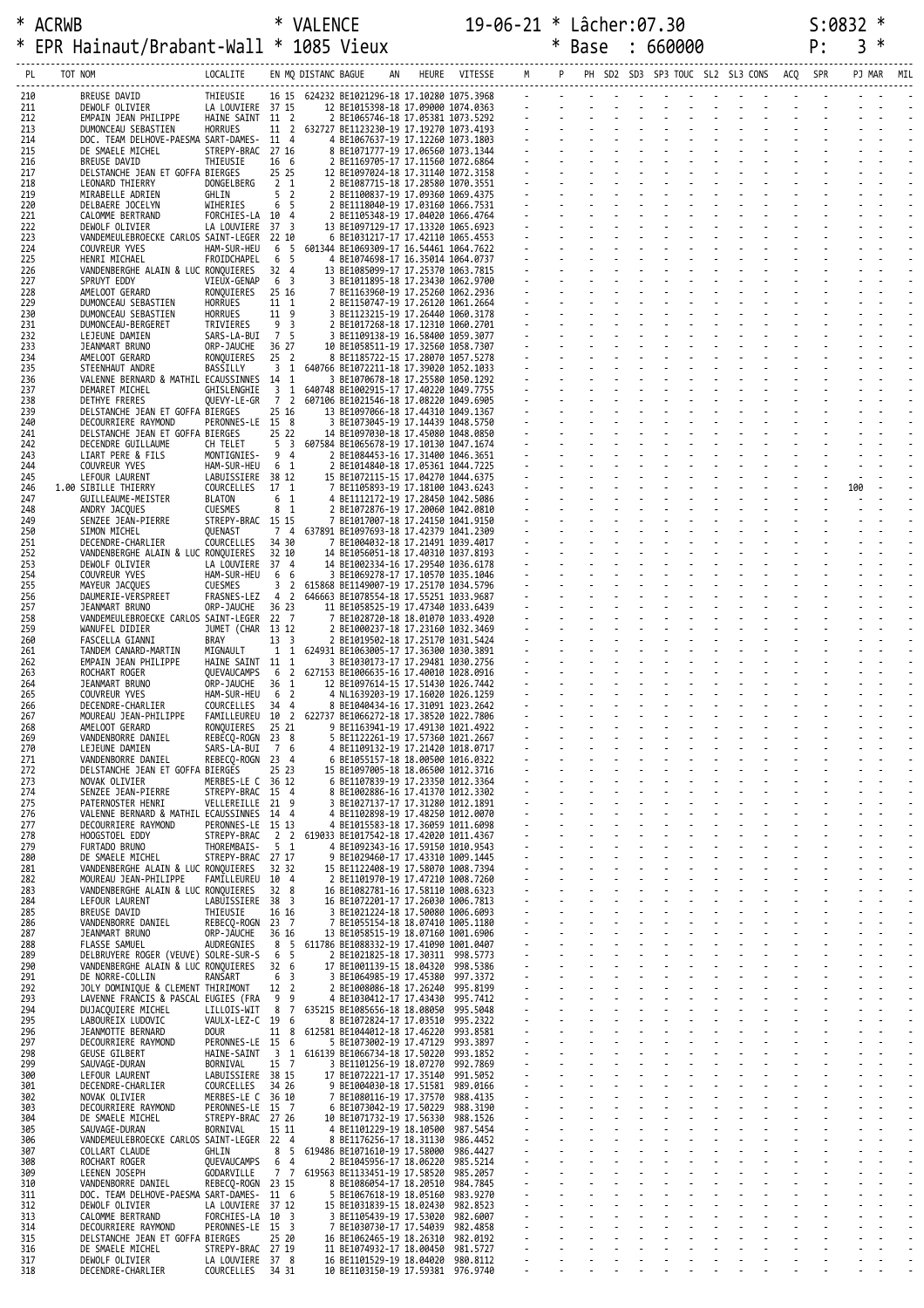\* ACRWB \* VALENCE 19-06-21 \* Lâcher:07.30 S:0832 \*
\* EPR Hainaut/Brabant-Wall \* 1085 Vieux \* Base : 660000 P: 3 \*

| PL | TOT NOM | LOCALITE | EN MQ | DISTANC | BAGUE AN | HEURE | VITESSE | M | P | PH | SD2 | SD3 | SP3 | TOUC | SL2 | SL3 | CONS | ACQ | SPR | PJ | MAR | MIL |
|---|---|---|---|---|---|---|---|---|---|---|---|---|---|---|---|---|---|---|---|---|---|---|
| 210 | BREUSE DAVID | THIEUSIE | 16 15 | 624232 | BE1021296-18 | 17.10280 | 1075.3968 | - | - | - | - | - | - | - | - | - | - | - | - | - | - | - |
| 211 | DEWOLF OLIVIER | LA LOUVIERE | 37 15 | | 12 BE1015398-18 | 17.09000 | 1074.0363 | - | - | - | - | - | - | - | - | - | - | - | - | - | - | - |
| 212 | EMPAIN JEAN PHILIPPE | HAINE SAINT | 11 2 | | 2 BE1065746-18 | 17.05381 | 1073.5292 | - | - | - | - | - | - | - | - | - | - | - | - | - | - | - |
| 213 | DUMONCEAU SEBASTIEN | HORRUES | 11 2 | 632727 | BE1123230-19 | 17.19270 | 1073.4193 | - | - | - | - | - | - | - | - | - | - | - | - | - | - | - |
| 214 | DOC. TEAM DELHOVE-PAESMA | SART-DAMES- | 11 4 | | 4 BE1067637-19 | 17.12260 | 1073.1803 | - | - | - | - | - | - | - | - | - | - | - | - | - | - | - |
| 215 | DE SMAELE MICHEL | STREPY-BRAC | 27 16 | | 8 BE1071777-19 | 17.06560 | 1073.1344 | - | - | - | - | - | - | - | - | - | - | - | - | - | - | - |
| 216 | BREUSE DAVID | THIEUSIE | 16 6 | | 2 BE1169705-17 | 17.11560 | 1072.6864 | - | - | - | - | - | - | - | - | - | - | - | - | - | - | - |
| 217 | DELSTANCHE JEAN ET GOFFA | BIERGES | 25 25 | | 12 BE1097024-18 | 17.31140 | 1072.3158 | - | - | - | - | - | - | - | - | - | - | - | - | - | - | - |
| 218 | LEONARD THIERRY | DONGELBERG | 2 1 | | 2 BE1087715-18 | 17.28580 | 1070.3551 | - | - | - | - | - | - | - | - | - | - | - | - | - | - | - |
| 219 | MIRABELLE ADRIEN | GHLIN | 5 2 | | 2 BE1100837-19 | 17.09360 | 1069.4375 | - | - | - | - | - | - | - | - | - | - | - | - | - | - | - |
| 220 | DELBAERE JOCELYN | WIHERIES | 6 5 | | 2 BE1118040-19 | 17.03160 | 1066.7531 | - | - | - | - | - | - | - | - | - | - | - | - | - | - | - |
| 221 | CALOMME BERTRAND | FORCHIES-LA | 10 4 | | 2 BE1105348-19 | 17.04020 | 1066.4764 | - | - | - | - | - | - | - | - | - | - | - | - | - | - | - |
| 222 | DEWOLF OLIVIER | LA LOUVIERE | 37 3 | | 13 BE1097129-17 | 17.13320 | 1065.6923 | - | - | - | - | - | - | - | - | - | - | - | - | - | - | - |
| 223 | VANDEMEULEBROECKE CARLOS | SAINT-LEGER | 22 10 | | 6 BE1031217-17 | 17.42110 | 1065.4553 | - | - | - | - | - | - | - | - | - | - | - | - | - | - | - |
| 224 | COUVREUR YVES | HAM-SUR-HEU | 6 5 | 601344 | BE1069309-17 | 16.54461 | 1064.7622 | - | - | - | - | - | - | - | - | - | - | - | - | - | - | - |
| 225 | HENRI MICHAEL | FROIDCHAPEL | 6 5 | | 4 BE1074698-17 | 16.35014 | 1064.0737 | - | - | - | - | - | - | - | - | - | - | - | - | - | - | - |
| 226 | VANDENBERGHE ALAIN & LUC | RONQUIERES | 32 4 | | 13 BE1085099-17 | 17.25370 | 1063.7815 | - | - | - | - | - | - | - | - | - | - | - | - | - | - | - |
| 227 | SPRUYT EDDY | VIEUX-GENAP | 6 3 | | 3 BE1011895-18 | 17.23430 | 1062.9700 | - | - | - | - | - | - | - | - | - | - | - | - | - | - | - |
| 228 | AMELOOT GERARD | RONQUIERES | 25 16 | | 7 BE1163960-19 | 17.25260 | 1062.2936 | - | - | - | - | - | - | - | - | - | - | - | - | - | - | - |
| 229 | DUMONCEAU SEBASTIEN | HORRUES | 11 1 | | 2 BE1150747-19 | 17.26120 | 1061.2664 | - | - | - | - | - | - | - | - | - | - | - | - | - | - | - |
| 230 | DUMONCEAU SEBASTIEN | HORRUES | 11 9 | | 3 BE1123215-19 | 17.26440 | 1060.3178 | - | - | - | - | - | - | - | - | - | - | - | - | - | - | - |
| 231 | DUMONCEAU-BERGERET | TRIVIERES | 9 3 | | 2 BE1017268-18 | 17.12310 | 1060.2701 | - | - | - | - | - | - | - | - | - | - | - | - | - | - | - |
| 232 | LEJEUNE DAMIEN | SARS-LA-BUI | 7 5 | | 3 BE1109138-19 | 16.58400 | 1059.3077 | - | - | - | - | - | - | - | - | - | - | - | - | - | - | - |
| 233 | JEANMART BRUNO | ORP-JAUCHE | 36 27 | | 10 BE1058511-19 | 17.32560 | 1058.7307 | - | - | - | - | - | - | - | - | - | - | - | - | - | - | - |
| 234 | AMELOOT GERARD | RONQUIERES | 25 2 | | 8 BE1185722-15 | 17.28070 | 1057.5278 | - | - | - | - | - | - | - | - | - | - | - | - | - | - | - |
| 235 | STEENHAUT ANDRE | BASSILLY | 3 1 | 640766 | BE1072211-18 | 17.39020 | 1052.1033 | - | - | - | - | - | - | - | - | - | - | - | - | - | - | - |
| 236 | VALENNE BERNARD & MATHIL | ECAUSSINNES | 14 1 | | 3 BE1070678-18 | 17.25580 | 1050.1292 | - | - | - | - | - | - | - | - | - | - | - | - | - | - | - |
| 237 | DEMARET MICHEL | GHISLENGHIE | 3 1 | 640748 | BE1002915-17 | 17.40220 | 1049.7755 | - | - | - | - | - | - | - | - | - | - | - | - | - | - | - |
| 238 | DETHYE FRERES | QUEVY-LE-GR | 7 2 | 607106 | BE1021546-18 | 17.08220 | 1049.6905 | - | - | - | - | - | - | - | - | - | - | - | - | - | - | - |
| 239 | DELSTANCHE JEAN ET GOFFA | BIERGES | 25 16 | | 13 BE1097066-18 | 17.44310 | 1049.1367 | - | - | - | - | - | - | - | - | - | - | - | - | - | - | - |
| 240 | DECOURRIERE RAYMOND | PERONNES-LE | 15 8 | | 3 BE1073045-19 | 17.14439 | 1048.5750 | - | - | - | - | - | - | - | - | - | - | - | - | - | - | - |
| 241 | DELSTANCHE JEAN ET GOFFA | BIERGES | 25 22 | | 14 BE1097030-18 | 17.45080 | 1048.0850 | - | - | - | - | - | - | - | - | - | - | - | - | - | - | - |
| 242 | DECENDRE GUILLAUME | CH TELET | 5 3 | 607584 | BE1065678-19 | 17.10130 | 1047.1674 | - | - | - | - | - | - | - | - | - | - | - | - | - | - | - |
| 243 | LIART PERE & FILS | MONTIGNIES- | 9 4 | | 2 BE1084453-16 | 17.31400 | 1046.3651 | - | - | - | - | - | - | - | - | - | - | - | - | - | - | - |
| 244 | COUVREUR YVES | HAM-SUR-HEU | 6 1 | | 2 BE1014840-18 | 17.05361 | 1044.7225 | - | - | - | - | - | - | - | - | - | - | - | - | - | - | - |
| 245 | LEFOUR LAURENT | LABUISSIERE | 38 12 | | 15 BE1072115-15 | 17.04270 | 1044.6375 | - | - | - | - | - | - | - | - | - | - | - | - | - | - | - |
| 246 | 1.00 SIBILLE THIERRY | COURCELLES | 17 1 | | 7 BE1105893-19 | 17.18100 | 1043.6243 | - | - | - | - | - | - | - | - | - | - | - | - | 100 | - | - |
| 247 | GUILLEAUME-MEISTER | BLATON | 6 1 | | 4 BE1112172-19 | 17.28450 | 1042.5086 | - | - | - | - | - | - | - | - | - | - | - | - | - | - | - |
| 248 | ANDRY JACQUES | CUESMES | 8 1 | | 2 BE1072876-19 | 17.20060 | 1042.0810 | - | - | - | - | - | - | - | - | - | - | - | - | - | - | - |
| 249 | SENZEE JEAN-PIERRE | STREPY-BRAC | 15 15 | | 7 BE1017007-18 | 17.24150 | 1041.9150 | - | - | - | - | - | - | - | - | - | - | - | - | - | - | - |
| 250 | SIMON MICHEL | QUENAST | 7 4 | 637891 | BE1097693-18 | 17.42379 | 1041.2309 | - | - | - | - | - | - | - | - | - | - | - | - | - | - | - |
| 251 | DECENDRE-CHARLIER | COURCELLES | 34 30 | | 7 BE1004032-18 | 17.21491 | 1039.4017 | - | - | - | - | - | - | - | - | - | - | - | - | - | - | - |
| 252 | VANDENBERGHE ALAIN & LUC | RONQUIERES | 32 10 | | 14 BE1056051-18 | 17.40310 | 1037.8193 | - | - | - | - | - | - | - | - | - | - | - | - | - | - | - |
| 253 | DEWOLF OLIVIER | LA LOUVIERE | 37 4 | | 14 BE1002334-16 | 17.29540 | 1036.6178 | - | - | - | - | - | - | - | - | - | - | - | - | - | - | - |
| 254 | COUVREUR YVES | HAM-SUR-HEU | 6 6 | | 3 BE1069278-17 | 17.10570 | 1035.1046 | - | - | - | - | - | - | - | - | - | - | - | - | - | - | - |
| 255 | MAYEUR JACQUES | CUESMES | 3 2 | 615868 | BE1149007-19 | 17.25170 | 1034.5796 | - | - | - | - | - | - | - | - | - | - | - | - | - | - | - |
| 256 | DAUMERIE-VERSPREET | FRASNES-LEZ | 4 2 | 646663 | BE1078554-18 | 17.55251 | 1033.9687 | - | - | - | - | - | - | - | - | - | - | - | - | - | - | - |
| 257 | JEANMART BRUNO | ORP-JAUCHE | 36 23 | | 11 BE1058525-19 | 17.47340 | 1033.6439 | - | - | - | - | - | - | - | - | - | - | - | - | - | - | - |
| 258 | VANDEMEULEBROECKE CARLOS | SAINT-LEGER | 22 7 | | 7 BE1028720-18 | 18.01070 | 1033.4920 | - | - | - | - | - | - | - | - | - | - | - | - | - | - | - |
| 259 | WANUFEL DIDIER | JUMET (CHAR | 13 12 | | 2 BE1000237-18 | 17.23160 | 1032.3469 | - | - | - | - | - | - | - | - | - | - | - | - | - | - | - |
| 260 | FASCELLA GIANNI | BRAY | 13 3 | | 2 BE1019502-18 | 17.25170 | 1031.5424 | - | - | - | - | - | - | - | - | - | - | - | - | - | - | - |
| 261 | TANDEM CANARD-MARTIN | MIGNAULT | 1 1 | 624931 | BE1063005-17 | 17.36300 | 1030.3891 | - | - | - | - | - | - | - | - | - | - | - | - | - | - | - |
| 262 | EMPAIN JEAN PHILIPPE | HAINE SAINT | 11 1 | | 3 BE1030173-17 | 17.29481 | 1030.2756 | - | - | - | - | - | - | - | - | - | - | - | - | - | - | - |
| 263 | ROCHART ROGER | QUEVAUCAMPS | 6 2 | 627153 | BE1006635-16 | 17.40010 | 1028.0916 | - | - | - | - | - | - | - | - | - | - | - | - | - | - | - |
| 264 | JEANMART BRUNO | ORP-JAUCHE | 36 1 | | 12 BE1097614-15 | 17.51430 | 1026.7442 | - | - | - | - | - | - | - | - | - | - | - | - | - | - | - |
| 265 | COUVREUR YVES | HAM-SUR-HEU | 6 2 | | 4 NL1639203-19 | 17.16020 | 1026.1259 | - | - | - | - | - | - | - | - | - | - | - | - | - | - | - |
| 266 | DECENDRE-CHARLIER | COURCELLES | 34 4 | | 8 BE1040434-16 | 17.31091 | 1023.2642 | - | - | - | - | - | - | - | - | - | - | - | - | - | - | - |
| 267 | MOUREAU JEAN-PHILIPPE | FAMILLEUREU | 10 2 | 622737 | BE1066272-18 | 17.38520 | 1022.7806 | - | - | - | - | - | - | - | - | - | - | - | - | - | - | - |
| 268 | AMELOOT GERARD | RONQUIERES | 25 21 | | 9 BE1163941-19 | 17.49130 | 1021.4922 | - | - | - | - | - | - | - | - | - | - | - | - | - | - | - |
| 269 | VANDENBORRE DANIEL | REBECQ-ROGN | 23 8 | | 5 BE1122261-19 | 17.57360 | 1021.2667 | - | - | - | - | - | - | - | - | - | - | - | - | - | - | - |
| 270 | LEJEUNE DAMIEN | SARS-LA-BUI | 7 6 | | 4 BE1109132-19 | 17.21420 | 1018.0717 | - | - | - | - | - | - | - | - | - | - | - | - | - | - | - |
| 271 | VANDENBORRE DANIEL | REBECQ-ROGN | 23 4 | | 6 BE1055157-18 | 18.00500 | 1016.0322 | - | - | - | - | - | - | - | - | - | - | - | - | - | - | - |
| 272 | DELSTANCHE JEAN ET GOFFA | BIERGES | 25 23 | | 15 BE1097005-18 | 18.06500 | 1012.3716 | - | - | - | - | - | - | - | - | - | - | - | - | - | - | - |
| 273 | NOVAK OLIVIER | MERBES-LE C | 36 12 | | 6 BE1107839-19 | 17.23350 | 1012.3364 | - | - | - | - | - | - | - | - | - | - | - | - | - | - | - |
| 274 | SENZEE JEAN-PIERRE | STREPY-BRAC | 15 4 | | 8 BE1002886-16 | 17.41370 | 1012.3302 | - | - | - | - | - | - | - | - | - | - | - | - | - | - | - |
| 275 | PATERNOSTER HENRI | VELLEREILLE | 21 9 | | 3 BE1027137-17 | 17.31280 | 1012.1891 | - | - | - | - | - | - | - | - | - | - | - | - | - | - | - |
| 276 | VALENNE BERNARD & MATHIL | ECAUSSINNES | 14 4 | | 4 BE1102898-19 | 17.48250 | 1012.0070 | - | - | - | - | - | - | - | - | - | - | - | - | - | - | - |
| 277 | DECOURRIERE RAYMOND | PERONNES-LE | 15 13 | | 4 BE1015583-18 | 17.36059 | 1011.6098 | - | - | - | - | - | - | - | - | - | - | - | - | - | - | - |
| 278 | HOOGSTOEL EDDY | STREPY-BRAC | 2 2 | 619033 | BE1017542-18 | 17.42020 | 1011.4367 | - | - | - | - | - | - | - | - | - | - | - | - | - | - | - |
| 279 | FURTADO BRUNO | THOREMBAIS- | 5 1 | | 4 BE1092343-16 | 17.59150 | 1010.9543 | - | - | - | - | - | - | - | - | - | - | - | - | - | - | - |
| 280 | DE SMAELE MICHEL | STREPY-BRAC | 27 17 | | 9 BE1029460-17 | 17.43310 | 1009.1445 | - | - | - | - | - | - | - | - | - | - | - | - | - | - | - |
| 281 | VANDENBERGHE ALAIN & LUC | RONQUIERES | 32 32 | | 15 BE1122408-19 | 17.58070 | 1008.7394 | - | - | - | - | - | - | - | - | - | - | - | - | - | - | - |
| 282 | MOUREAU JEAN-PHILIPPE | FAMILLEUREU | 10 4 | | 2 BE1101970-19 | 17.47210 | 1008.7260 | - | - | - | - | - | - | - | - | - | - | - | - | - | - | - |
| 283 | VANDENBERGHE ALAIN & LUC | RONQUIERES | 32 8 | | 16 BE1082781-16 | 17.58110 | 1008.6323 | - | - | - | - | - | - | - | - | - | - | - | - | - | - | - |
| 284 | LEFOUR LAURENT | LABUISSIERE | 38 3 | | 16 BE1072201-17 | 17.26030 | 1006.7813 | - | - | - | - | - | - | - | - | - | - | - | - | - | - | - |
| 285 | BREUSE DAVID | THIEUSIE | 16 16 | | 3 BE1021224-18 | 17.50080 | 1006.6093 | - | - | - | - | - | - | - | - | - | - | - | - | - | - | - |
| 286 | VANDENBORRE DANIEL | REBECQ-ROGN | 23 7 | | 7 BE1055154-18 | 18.07410 | 1005.1180 | - | - | - | - | - | - | - | - | - | - | - | - | - | - | - |
| 287 | JEANMART BRUNO | ORP-JAUCHE | 36 16 | | 13 BE1058515-19 | 18.07160 | 1001.6906 | - | - | - | - | - | - | - | - | - | - | - | - | - | - | - |
| 288 | FLASSE SAMUEL | AUDREGNIES | 8 5 | 611786 | BE1088332-19 | 17.41090 | 1001.0407 | - | - | - | - | - | - | - | - | - | - | - | - | - | - | - |
| 289 | DELBRUYERE ROGER (VEUVE) | SOLRE-SUR-S | 6 5 | | 2 BE1021825-18 | 17.30311 | 998.5773 | - | - | - | - | - | - | - | - | - | - | - | - | - | - | - |
| 290 | VANDENBERGHE ALAIN & LUC | RONQUIERES | 32 6 | | 17 BE1001139-15 | 18.04320 | 998.5386 | - | - | - | - | - | - | - | - | - | - | - | - | - | - | - |
| 291 | DE NORRE-COLLIN | RANSART | 6 3 | | 3 BE1064985-19 | 17.45380 | 997.3372 | - | - | - | - | - | - | - | - | - | - | - | - | - | - | - |
| 292 | JOLY DOMINIQUE & CLEMENT | THIRIMONT | 12 2 | | 2 BE1008086-18 | 17.26240 | 995.8199 | - | - | - | - | - | - | - | - | - | - | - | - | - | - | - |
| 293 | LAVENNE FRANCIS & PASCAL | EUGIES (FRA | 9 9 | | 4 BE1030412-17 | 17.43430 | 995.7412 | - | - | - | - | - | - | - | - | - | - | - | - | - | - | - |
| 294 | DUJACQUIERE MICHEL | LILLOIS-WIT | 8 7 | 635215 | BE1085656-18 | 18.08050 | 995.5048 | - | - | - | - | - | - | - | - | - | - | - | - | - | - | - |
| 295 | LABOUREIX LUDOVIC | VAULX-LEZ-C | 19 6 | | 8 BE1072824-17 | 17.03510 | 995.2322 | - | - | - | - | - | - | - | - | - | - | - | - | - | - | - |
| 296 | JEANMOTTE BERNARD | DOUR | 11 8 | 612581 | BE1044012-18 | 17.46220 | 993.8581 | - | - | - | - | - | - | - | - | - | - | - | - | - | - | - |
| 297 | DECOURRIERE RAYMOND | PERONNES-LE | 15 6 | | 5 BE1073002-19 | 17.47129 | 993.3897 | - | - | - | - | - | - | - | - | - | - | - | - | - | - | - |
| 298 | GEUSE GILBERT | HAINE-SAINT | 3 1 | 616139 | BE1066734-18 | 17.50220 | 993.1852 | - | - | - | - | - | - | - | - | - | - | - | - | - | - | - |
| 299 | SAUVAGE-DURAN | BORNIVAL | 15 7 | | 3 BE1101256-19 | 18.07270 | 992.7869 | - | - | - | - | - | - | - | - | - | - | - | - | - | - | - |
| 300 | LEFOUR LAURENT | LABUISSIERE | 38 15 | | 17 BE1072221-17 | 17.35140 | 991.5052 | - | - | - | - | - | - | - | - | - | - | - | - | - | - | - |
| 301 | DECENDRE-CHARLIER | COURCELLES | 34 26 | | 9 BE1004030-18 | 17.51581 | 989.0166 | - | - | - | - | - | - | - | - | - | - | - | - | - | - | - |
| 302 | NOVAK OLIVIER | MERBES-LE C | 36 10 | | 7 BE1080116-19 | 17.37570 | 988.4135 | - | - | - | - | - | - | - | - | - | - | - | - | - | - | - |
| 303 | DECOURRIERE RAYMOND | PERONNES-LE | 15 7 | | 6 BE1073042-19 | 17.50229 | 988.3190 | - | - | - | - | - | - | - | - | - | - | - | - | - | - | - |
| 304 | DE SMAELE MICHEL | STREPY-BRAC | 27 26 | | 10 BE1071732-19 | 17.56330 | 988.1526 | - | - | - | - | - | - | - | - | - | - | - | - | - | - | - |
| 305 | SAUVAGE-DURAN | BORNIVAL | 15 11 | | 4 BE1101229-19 | 18.10500 | 987.5454 | - | - | - | - | - | - | - | - | - | - | - | - | - | - | - |
| 306 | VANDEMEULEBROECKE CARLOS | SAINT-LEGER | 22 4 | | 8 BE1176256-17 | 18.31130 | 986.4452 | - | - | - | - | - | - | - | - | - | - | - | - | - | - | - |
| 307 | COLLART CLAUDE | GHLIN | 8 5 | 619486 | BE1071610-19 | 17.58000 | 986.4427 | - | - | - | - | - | - | - | - | - | - | - | - | - | - | - |
| 308 | ROCHART ROGER | QUEVAUCAMPS | 6 4 | | 2 BE1045956-17 | 18.06220 | 985.5214 | - | - | - | - | - | - | - | - | - | - | - | - | - | - | - |
| 309 | LEENEN JOSEPH | GODARVILLE | 7 7 | 619563 | BE1133451-19 | 17.58520 | 985.2057 | - | - | - | - | - | - | - | - | - | - | - | - | - | - | - |
| 310 | VANDENBORRE DANIEL | REBECQ-ROGN | 23 15 | | 8 BE1086054-17 | 18.20510 | 984.7845 | - | - | - | - | - | - | - | - | - | - | - | - | - | - | - |
| 311 | DOC. TEAM DELHOVE-PAESMA | SART-DAMES- | 11 6 | | 5 BE1067618-19 | 18.05160 | 983.9270 | - | - | - | - | - | - | - | - | - | - | - | - | - | - | - |
| 312 | DEWOLF OLIVIER | LA LOUVIERE | 37 12 | | 15 BE1031839-15 | 18.02430 | 982.8523 | - | - | - | - | - | - | - | - | - | - | - | - | - | - | - |
| 313 | CALOMME BERTRAND | FORCHIES-LA | 10 3 | | 3 BE1105439-19 | 17.53020 | 982.6007 | - | - | - | - | - | - | - | - | - | - | - | - | - | - | - |
| 314 | DECOURRIERE RAYMOND | PERONNES-LE | 15 3 | | 7 BE1030730-17 | 17.54039 | 982.4858 | - | - | - | - | - | - | - | - | - | - | - | - | - | - | - |
| 315 | DELSTANCHE JEAN ET GOFFA | BIERGES | 25 20 | | 16 BE1062465-19 | 18.26310 | 982.0192 | - | - | - | - | - | - | - | - | - | - | - | - | - | - | - |
| 316 | DE SMAELE MICHEL | STREPY-BRAC | 27 19 | | 11 BE1074932-17 | 18.00450 | 981.5727 | - | - | - | - | - | - | - | - | - | - | - | - | - | - | - |
| 317 | DEWOLF OLIVIER | LA LOUVIERE | 37 8 | | 16 BE1101529-19 | 18.04020 | 980.8112 | - | - | - | - | - | - | - | - | - | - | - | - | - | - | - |
| 318 | DECENDRE-CHARLIER | COURCELLES | 34 31 | | 10 BE1103150-19 | 17.59381 | 976.9740 | - | - | - | - | - | - | - | - | - | - | - | - | - | - | - |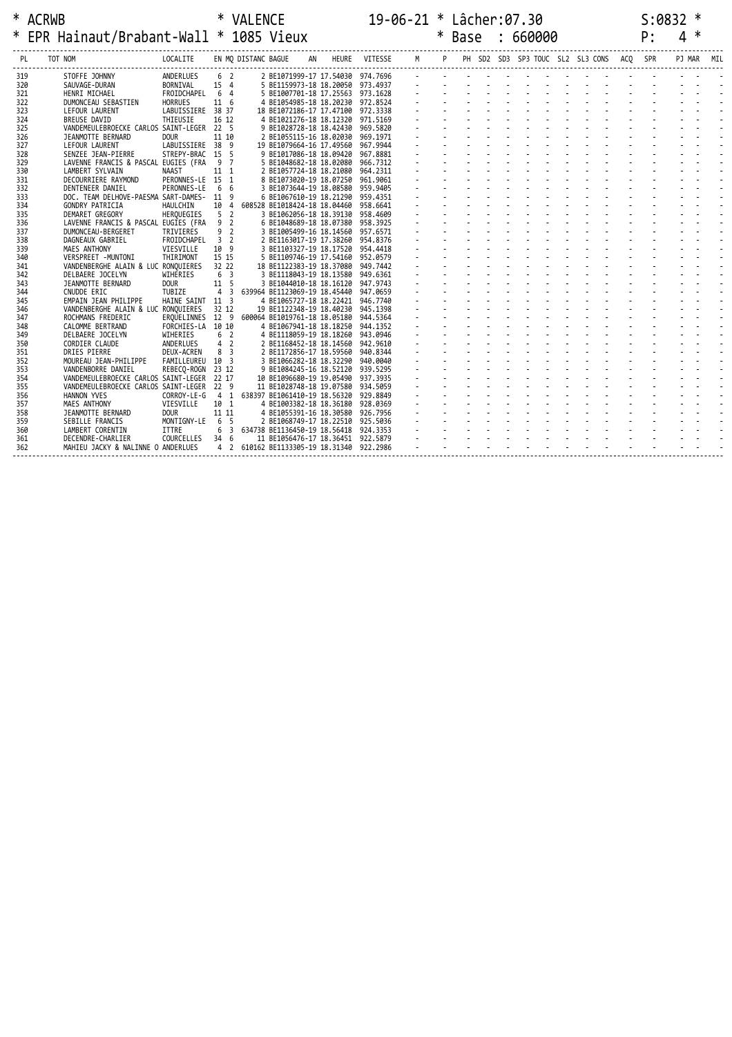\* ACRWB \* VALENCE 19-06-21 \* Lâcher:07.30 S:0832 \*
\* EPR Hainaut/Brabant-Wall \* 1085 Vieux \* Base : 660000 P: 4 \*

| PL | TOT NOM | LOCALITE | EN | MQ | DISTANC | BAGUE | AN | HEURE | VITESSE | M | P | PH | SD2 | SD3 | SP3 | TOUC | SL2 | SL3 | CONS | ACQ | SPR | PJ | MAR | MIL |
|---|---|---|---|---|---|---|---|---|---|---|---|---|---|---|---|---|---|---|---|---|---|---|---|---|
| 319 | STOFFE JOHNNY | ANDERLUES | 6 | 2 | | 2 BE1071999-17 | | 17.54030 | 974.7696 | - | - | - | - | - | - | - | - | - | - | - | - | - | - | - |
| 320 | SAUVAGE-DURAN | BORNIVAL | 15 | 4 | | 5 BE1159973-18 | | 18.20050 | 973.4937 | - | - | - | - | - | - | - | - | - | - | - | - | - | - | - |
| 321 | HENRI MICHAEL | FROIDCHAPEL | 6 | 4 | | 5 BE1007701-18 | | 17.25563 | 973.1628 | - | - | - | - | - | - | - | - | - | - | - | - | - | - | - |
| 322 | DUMONCEAU SEBASTIEN | HORRUES | 11 | 6 | | 4 BE1054985-18 | | 18.20230 | 972.8524 | - | - | - | - | - | - | - | - | - | - | - | - | - | - | - |
| 323 | LEFOUR LAURENT | LABUISSIERE | 38 | 37 | | 18 BE1072186-17 | | 17.47100 | 972.3338 | - | - | - | - | - | - | - | - | - | - | - | - | - | - | - |
| 324 | BREUSE DAVID | THIEUSIE | 16 | 12 | | 4 BE1021276-18 | | 18.12320 | 971.5169 | - | - | - | - | - | - | - | - | - | - | - | - | - | - | - |
| 325 | VANDEMEULEBROECKE CARLOS | SAINT-LEGER | 22 | 5 | | 9 BE1028728-18 | | 18.42430 | 969.5820 | - | - | - | - | - | - | - | - | - | - | - | - | - | - | - |
| 326 | JEANMOTTE BERNARD | DOUR | 11 | 10 | | 2 BE1055115-16 | | 18.02030 | 969.1971 | - | - | - | - | - | - | - | - | - | - | - | - | - | - | - |
| 327 | LEFOUR LAURENT | LABUISSIERE | 38 | 9 | | 19 BE1079664-16 | | 17.49560 | 967.9944 | - | - | - | - | - | - | - | - | - | - | - | - | - | - | - |
| 328 | SENZEE JEAN-PIERRE | STREPY-BRAC | 15 | 5 | | 9 BE1017086-18 | | 18.09420 | 967.8881 | - | - | - | - | - | - | - | - | - | - | - | - | - | - | - |
| 329 | LAVENNE FRANCIS & PASCAL | EUGIES (FRA | 9 | 7 | | 5 BE1048682-18 | | 18.02080 | 966.7312 | - | - | - | - | - | - | - | - | - | - | - | - | - | - | - |
| 330 | LAMBERT SYLVAIN | NAAST | 11 | 1 | | 2 BE1057724-18 | | 18.21080 | 964.2311 | - | - | - | - | - | - | - | - | - | - | - | - | - | - | - |
| 331 | DECOURRIERE RAYMOND | PERONNES-LE | 15 | 1 | | 8 BE1073020-19 | | 18.07250 | 961.9061 | - | - | - | - | - | - | - | - | - | - | - | - | - | - | - |
| 332 | DENTENEER DANIEL | PERONNES-LE | 6 | 6 | | 3 BE1073644-19 | | 18.08580 | 959.9405 | - | - | - | - | - | - | - | - | - | - | - | - | - | - | - |
| 333 | DOC. TEAM DELHOVE-PAESMA | SART-DAMES- | 11 | 9 | | 6 BE1067610-19 | | 18.21290 | 959.4351 | - | - | - | - | - | - | - | - | - | - | - | - | - | - | - |
| 334 | GONDRY PATRICIA | HAULCHIN | 10 | 4 | 608528 | BE1018424-18 | | 18.04460 | 958.6641 | - | - | - | - | - | - | - | - | - | - | - | - | - | - | - |
| 335 | DEMARET GREGORY | HERQUEGIES | 5 | 2 | | 3 BE1062056-18 | | 18.39130 | 958.4609 | - | - | - | - | - | - | - | - | - | - | - | - | - | - | - |
| 336 | LAVENNE FRANCIS & PASCAL | EUGIES (FRA | 9 | 2 | | 6 BE1048689-18 | | 18.07380 | 958.3925 | - | - | - | - | - | - | - | - | - | - | - | - | - | - | - |
| 337 | DUMONCEAU-BERGERET | TRIVIERES | 9 | 2 | | 3 BE1005499-16 | | 18.14560 | 957.6571 | - | - | - | - | - | - | - | - | - | - | - | - | - | - | - |
| 338 | DAGNEAUX GABRIEL | FROIDCHAPEL | 3 | 2 | | 2 BE1163017-19 | | 17.38260 | 954.8376 | - | - | - | - | - | - | - | - | - | - | - | - | - | - | - |
| 339 | MAES ANTHONY | VIESVILLE | 10 | 9 | | 3 BE1103327-19 | | 18.17520 | 954.4418 | - | - | - | - | - | - | - | - | - | - | - | - | - | - | - |
| 340 | VERSPREET -MUNTONI | THIRIMONT | 15 | 15 | | 5 BE1109746-19 | | 17.54160 | 952.0579 | - | - | - | - | - | - | - | - | - | - | - | - | - | - | - |
| 341 | VANDENBERGHE ALAIN & LUC | RONQUIERES | 32 | 22 | | 18 BE1122383-19 | | 18.37080 | 949.7442 | - | - | - | - | - | - | - | - | - | - | - | - | - | - | - |
| 342 | DELBAERE JOCELYN | WIHERIES | 6 | 3 | | 3 BE1118043-19 | | 18.13580 | 949.6361 | - | - | - | - | - | - | - | - | - | - | - | - | - | - | - |
| 343 | JEANMOTTE BERNARD | DOUR | 11 | 5 | | 3 BE1044010-18 | | 18.16120 | 947.9743 | - | - | - | - | - | - | - | - | - | - | - | - | - | - | - |
| 344 | CNUDDE ERIC | TUBIZE | 4 | 3 | 639964 | BE1123069-19 | | 18.45440 | 947.0659 | - | - | - | - | - | - | - | - | - | - | - | - | - | - | - |
| 345 | EMPAIN JEAN PHILIPPE | HAINE SAINT | 11 | 3 | | 4 BE1065727-18 | | 18.22421 | 946.7740 | - | - | - | - | - | - | - | - | - | - | - | - | - | - | - |
| 346 | VANDENBERGHE ALAIN & LUC | RONQUIERES | 32 | 12 | | 19 BE1122348-19 | | 18.40230 | 945.1398 | - | - | - | - | - | - | - | - | - | - | - | - | - | - | - |
| 347 | ROCHMANS FREDERIC | ERQUELINNES | 12 | 9 | 600064 | BE1019761-18 | | 18.05180 | 944.5364 | - | - | - | - | - | - | - | - | - | - | - | - | - | - | - |
| 348 | CALOMME BERTRAND | FORCHIES-LA | 10 | 10 | | 4 BE1067941-18 | | 18.18250 | 944.1352 | - | - | - | - | - | - | - | - | - | - | - | - | - | - | - |
| 349 | DELBAERE JOCELYN | WIHERIES | 6 | 2 | | 4 BE1118059-19 | | 18.18260 | 943.0946 | - | - | - | - | - | - | - | - | - | - | - | - | - | - | - |
| 350 | CORDIER CLAUDE | ANDERLUES | 4 | 2 | | 2 BE1168452-18 | | 18.14560 | 942.9610 | - | - | - | - | - | - | - | - | - | - | - | - | - | - | - |
| 351 | DRIES PIERRE | DEUX-ACREN | 8 | 3 | | 2 BE1172856-17 | | 18.59560 | 940.8344 | - | - | - | - | - | - | - | - | - | - | - | - | - | - | - |
| 352 | MOUREAU JEAN-PHILIPPE | FAMILLEUREU | 10 | 3 | | 3 BE1066282-18 | | 18.32290 | 940.0040 | - | - | - | - | - | - | - | - | - | - | - | - | - | - | - |
| 353 | VANDENBORRE DANIEL | REBECQ-ROGN | 23 | 12 | | 9 BE1084245-16 | | 18.52120 | 939.5295 | - | - | - | - | - | - | - | - | - | - | - | - | - | - | - |
| 354 | VANDEMEULEBROECKE CARLOS | SAINT-LEGER | 22 | 17 | | 10 BE1096680-19 | | 19.05490 | 937.3935 | - | - | - | - | - | - | - | - | - | - | - | - | - | - | - |
| 355 | VANDEMEULEBROECKE CARLOS | SAINT-LEGER | 22 | 9 | | 11 BE1028748-18 | | 19.07580 | 934.5059 | - | - | - | - | - | - | - | - | - | - | - | - | - | - | - |
| 356 | HANNON YVES | CORROY-LE-G | 4 | 1 | 638397 | BE1061410-19 | | 18.56320 | 929.8849 | - | - | - | - | - | - | - | - | - | - | - | - | - | - | - |
| 357 | MAES ANTHONY | VIESVILLE | 10 | 1 | | 4 BE1003382-18 | | 18.36180 | 928.0369 | - | - | - | - | - | - | - | - | - | - | - | - | - | - | - |
| 358 | JEANMOTTE BERNARD | DOUR | 11 | 11 | | 4 BE1055391-16 | | 18.30580 | 926.7956 | - | - | - | - | - | - | - | - | - | - | - | - | - | - | - |
| 359 | SEBILLE FRANCIS | MONTIGNY-LE | 6 | 5 | | 2 BE1068749-17 | | 18.22510 | 925.5036 | - | - | - | - | - | - | - | - | - | - | - | - | - | - | - |
| 360 | LAMBERT CORENTIN | ITTRE | 6 | 3 | 634738 | BE1136450-19 | | 18.56418 | 924.3353 | - | - | - | - | - | - | - | - | - | - | - | - | - | - | - |
| 361 | DECENDRE-CHARLIER | COURCELLES | 34 | 6 | | 11 BE1056476-17 | | 18.36451 | 922.5879 | - | - | - | - | - | - | - | - | - | - | - | - | - | - | - |
| 362 | MAHIEU JACKY & NALINNE O | ANDERLUES | 4 | 2 | 610162 | BE1133305-19 | | 18.31340 | 922.2986 | - | - | - | - | - | - | - | - | - | - | - | - | - | - | - |